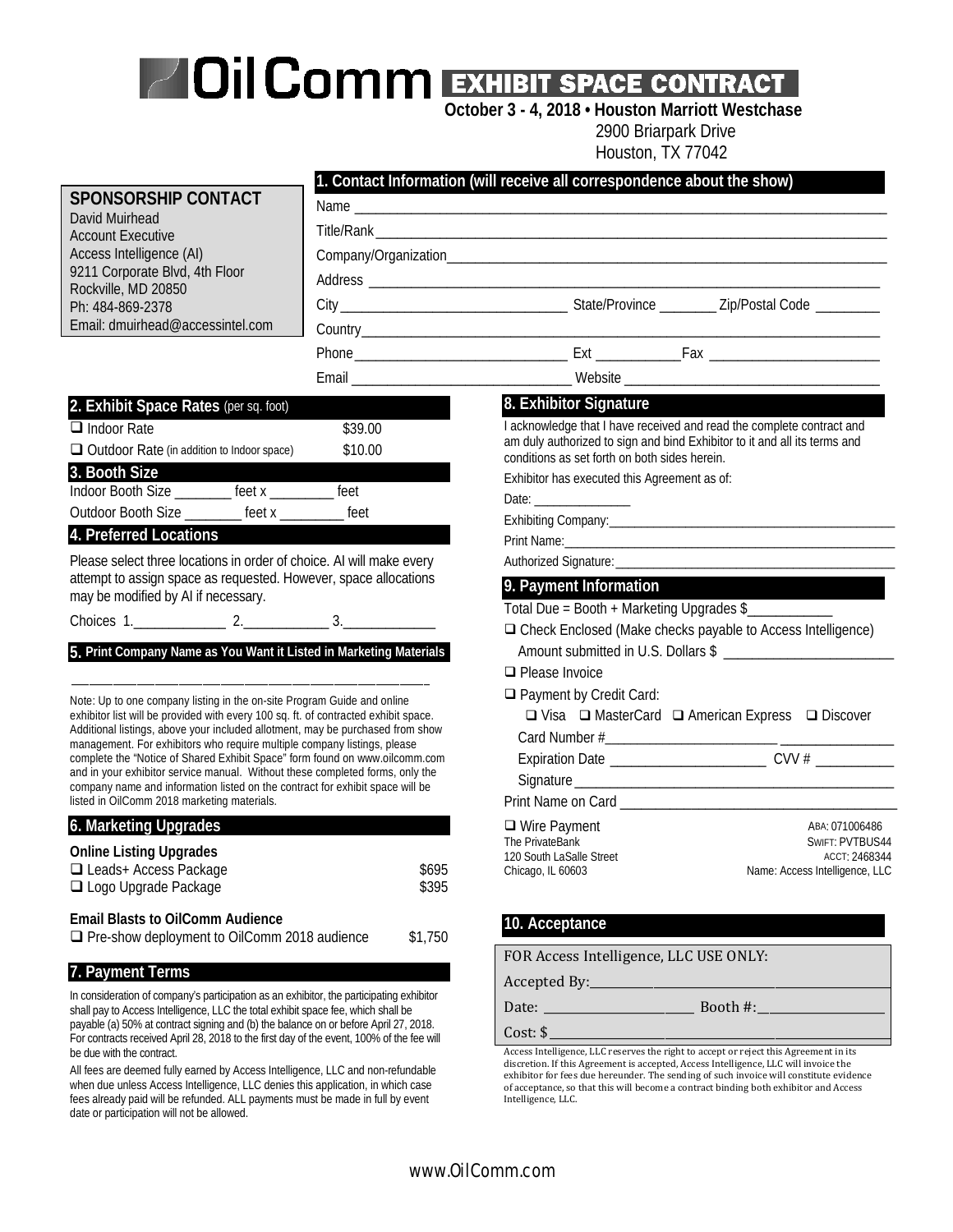# OilComm EXHIBIT SPACE CONTRACT

**October 3 - 4, 2018 • Houston Marriott Westchase**
2900 Briarpark Drive
Houston, TX 77042

**SPONSORSHIP CONTACT**
David Muirhead
Account Executive
Access Intelligence (AI)
9211 Corporate Blvd, 4th Floor
Rockville, MD 20850
Ph: 484-869-2378
Email: dmuirhead@accessintel.com

## 1. Contact Information (will receive all correspondence about the show)

Name ______________________________

Title/Rank ______________________________

Company/Organization ______________________________

Address ______________________________

City ______________ State/Province ________ Zip/Postal Code _________

Country ______________________________

Phone ______________ Ext ___________ Fax ______________

Email ______________ Website ______________

## 2. Exhibit Space Rates (per sq. foot)

| | |
|---|---|
| ❑ Indoor Rate | $39.00 |
| ❑ Outdoor Rate (in addition to Indoor space) | $10.00 |

## 3. Booth Size

Indoor Booth Size ________ feet x _________ feet

Outdoor Booth Size ________ feet x _________ feet

## 4. Preferred Locations

Please select three locations in order of choice. AI will make every attempt to assign space as requested. However, space allocations may be modified by AI if necessary.

Choices 1.____________ 2.___________ 3.____________

## 5. Print Company Name as You Want it Listed in Marketing Materials

______________________________

Note: Up to one company listing in the on-site Program Guide and online exhibitor list will be provided with every 100 sq. ft. of contracted exhibit space. Additional listings, above your included allotment, may be purchased from show management. For exhibitors who require multiple company listings, please complete the "Notice of Shared Exhibit Space" form found on www.oilcomm.com and in your exhibitor service manual. Without these completed forms, only the company name and information listed on the contract for exhibit space will be listed in OilComm 2018 marketing materials.

## 6. Marketing Upgrades

**Online Listing Upgrades**

| | |
|---|---|
| ❑ Leads+ Access Package | $695 |
| ❑ Logo Upgrade Package | $395 |

**Email Blasts to OilComm Audience**

| | |
|---|---|
| ❑ Pre-show deployment to OilComm 2018 audience | $1,750 |

## 7. Payment Terms

In consideration of company's participation as an exhibitor, the participating exhibitor shall pay to Access Intelligence, LLC the total exhibit space fee, which shall be payable (a) 50% at contract signing and (b) the balance on or before April 27, 2018. For contracts received April 28, 2018 to the first day of the event, 100% of the fee will be due with the contract.

All fees are deemed fully earned by Access Intelligence, LLC and non-refundable when due unless Access Intelligence, LLC denies this application, in which case fees already paid will be refunded. ALL payments must be made in full by event date or participation will not be allowed.

## 8. Exhibitor Signature

I acknowledge that I have received and read the complete contract and am duly authorized to sign and bind Exhibitor to it and all its terms and conditions as set forth on both sides herein.

Exhibitor has executed this Agreement as of:

Date: ______________

Exhibiting Company: ______________________________

Print Name: ______________________________

Authorized Signature: ______________________________

## 9. Payment Information

Total Due = Booth + Marketing Upgrades $___________

❑ Check Enclosed (Make checks payable to Access Intelligence)
Amount submitted in U.S. Dollars $ ______________________

❑ Please Invoice

❑ Payment by Credit Card:
❑ Visa ❑ MasterCard ❑ American Express ❑ Discover
Card Number #______________________ ______________
Expiration Date ____________________ CVV # __________
Signature ______________________________

Print Name on Card ______________________________

❑ Wire Payment
The PrivateBank
120 South LaSalle Street
Chicago, IL 60603

ABA: 071006486
SWIFT: PVTBUS44
ACCT: 2468344
Name: Access Intelligence, LLC

## 10. Acceptance

FOR Access Intelligence, LLC USE ONLY:

Accepted By: ______________________________

Date: ______________ Booth #: ______________

Cost: $ ______________________________

Access Intelligence, LLC reserves the right to accept or reject this Agreement in its discretion. If this Agreement is accepted, Access Intelligence, LLC will invoice the exhibitor for fees due hereunder. The sending of such invoice will constitute evidence of acceptance, so that this will become a contract binding both exhibitor and Access Intelligence, LLC.

www.OilComm.com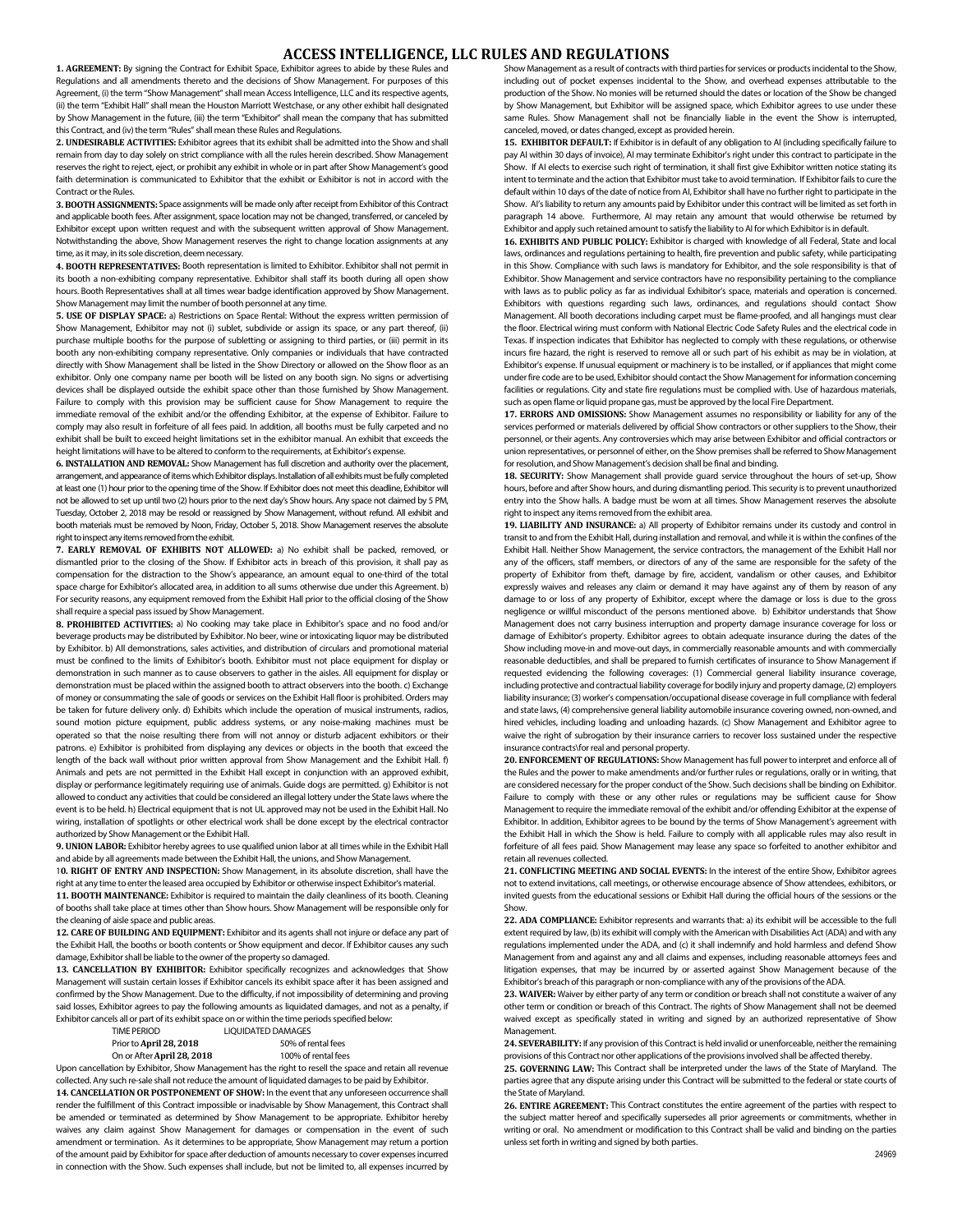# ACCESS INTELLIGENCE, LLC RULES AND REGULATIONS

**1. AGREEMENT:** By signing the Contract for Exhibit Space, Exhibitor agrees to abide by these Rules and Regulations and all amendments thereto and the decisions of Show Management. For purposes of this Agreement, (i) the term "Show Management" shall mean Access Intelligence, LLC and its respective agents, (ii) the term "Exhibit Hall" shall mean the Houston Marriott Westchase, or any other exhibit hall designated by Show Management in the future, (iii) the term "Exhibitor" shall mean the company that has submitted this Contract, and (iv) the term "Rules" shall mean these Rules and Regulations.

**2. UNDESIRABLE ACTIVITIES:** Exhibitor agrees that its exhibit shall be admitted into the Show and shall remain from day to day solely on strict compliance with all the rules herein described. Show Management reserves the right to reject, eject, or prohibit any exhibit in whole or in part after Show Management's good faith determination is communicated to Exhibitor that the exhibit or Exhibitor is not in accord with the Contract or the Rules.

**3. BOOTH ASSIGNMENTS:** Space assignments will be made only after receipt from Exhibitor of this Contract and applicable booth fees. After assignment, space location may not be changed, transferred, or canceled by Exhibitor except upon written request and with the subsequent written approval of Show Management. Notwithstanding the above, Show Management reserves the right to change location assignments at any time, as it may, in its sole discretion, deem necessary.

**4. BOOTH REPRESENTATIVES:** Booth representation is limited to Exhibitor. Exhibitor shall not permit in its booth a non-exhibiting company representative. Exhibitor shall staff its booth during all open show hours. Booth Representatives shall at all times wear badge identification approved by Show Management. Show Management may limit the number of booth personnel at any time.

**5. USE OF DISPLAY SPACE:** a) Restrictions on Space Rental: Without the express written permission of Show Management, Exhibitor may not (i) sublet, subdivide or assign its space, or any part thereof, (ii) purchase multiple booths for the purpose of subletting or assigning to third parties, or (iii) permit in its booth any non-exhibiting company representative. Only companies or individuals that have contracted directly with Show Management shall be listed in the Show Directory or allowed on the Show floor as an exhibitor. Only one company name per booth will be listed on any booth sign. No signs or advertising devices shall be displayed outside the exhibit space other than those furnished by Show Management. Failure to comply with this provision may be sufficient cause for Show Management to require the immediate removal of the exhibit and/or the offending Exhibitor, at the expense of Exhibitor. Failure to comply may also result in forfeiture of all fees paid. In addition, all booths must be fully carpeted and no exhibit shall be built to exceed height limitations set in the exhibitor manual. An exhibit that exceeds the height limitations will have to be altered to conform to the requirements, at Exhibitor's expense.

**6. INSTALLATION AND REMOVAL:** Show Management has full discretion and authority over the placement, arrangement, and appearance of items which Exhibitor displays. Installation of all exhibits must be fully completed at least one (1) hour prior to the opening time of the Show. If Exhibitor does not meet this deadline, Exhibitor will not be allowed to set up until two (2) hours prior to the next day's Show hours. Any space not claimed by 5 PM, Tuesday, October 2, 2018 may be resold or reassigned by Show Management, without refund. All exhibit and booth materials must be removed by Noon, Friday, October 5, 2018. Show Management reserves the absolute right to inspect any items removed from the exhibit.

**7. EARLY REMOVAL OF EXHIBITS NOT ALLOWED:** a) No exhibit shall be packed, removed, or dismantled prior to the closing of the Show. If Exhibitor acts in breach of this provision, it shall pay as compensation for the distraction to the Show's appearance, an amount equal to one-third of the total space charge for Exhibitor's allocated area, in addition to all sums otherwise due under this Agreement. b) For security reasons, any equipment removed from the Exhibit Hall prior to the official closing of the Show shall require a special pass issued by Show Management.

**8. PROHIBITED ACTIVITIES:** a) No cooking may take place in Exhibitor's space and no food and/or beverage products may be distributed by Exhibitor. No beer, wine or intoxicating liquor may be distributed by Exhibitor. b) All demonstrations, sales activities, and distribution of circulars and promotional material must be confined to the limits of Exhibitor's booth. Exhibitor must not place equipment for display or demonstration in such manner as to cause observers to gather in the aisles. All equipment for display or demonstration must be placed within the assigned booth to attract observers into the booth. c) Exchange of money or consummating the sale of goods or services on the Exhibit Hall floor is prohibited. Orders may be taken for future delivery only. d) Exhibits which include the operation of musical instruments, radios, sound motion picture equipment, public address systems, or any noise-making machines must be operated so that the noise resulting there from will not annoy or disturb adjacent exhibitors or their patrons. e) Exhibitor is prohibited from displaying any devices or objects in the booth that exceed the length of the back wall without prior written approval from Show Management and the Exhibit Hall. f) Animals and pets are not permitted in the Exhibit Hall except in conjunction with an approved exhibit, display or performance legitimately requiring use of animals. Guide dogs are permitted. g) Exhibitor is not allowed to conduct any activities that could be considered an illegal lottery under the State laws where the event is to be held. h) Electrical equipment that is not UL approved may not be used in the Exhibit Hall. No wiring, installation of spotlights or other electrical work shall be done except by the electrical contractor authorized by Show Management or the Exhibit Hall.

**9. UNION LABOR:** Exhibitor hereby agrees to use qualified union labor at all times while in the Exhibit Hall and abide by all agreements made between the Exhibit Hall, the unions, and Show Management.

**10. RIGHT OF ENTRY AND INSPECTION:** Show Management, in its absolute discretion, shall have the right at any time to enter the leased area occupied by Exhibitor or otherwise inspect Exhibitor's material.

**11. BOOTH MAINTENANCE:** Exhibitor is required to maintain the daily cleanliness of its booth. Cleaning of booths shall take place at times other than Show hours. Show Management will be responsible only for the cleaning of aisle space and public areas.

**12. CARE OF BUILDING AND EQUIPMENT:** Exhibitor and its agents shall not injure or deface any part of the Exhibit Hall, the booths or booth contents or Show equipment and decor. If Exhibitor causes any such damage, Exhibitor shall be liable to the owner of the property so damaged.

**13. CANCELLATION BY EXHIBITOR:** Exhibitor specifically recognizes and acknowledges that Show Management will sustain certain losses if Exhibitor cancels its exhibit space after it has been assigned and confirmed by the Show Management. Due to the difficulty, if not impossibility of determining and proving said losses, Exhibitor agrees to pay the following amounts as liquidated damages, and not as a penalty, if Exhibitor cancels all or part of its exhibit space on or within the time periods specified below:

| TIME PERIOD | LIQUIDATED DAMAGES |
|---|---|
| Prior to **April 28, 2018** | 50% of rental fees |
| On or After **April 28, 2018** | 100% of rental fees |

Upon cancellation by Exhibitor, Show Management has the right to resell the space and retain all revenue collected. Any such re-sale shall not reduce the amount of liquidated damages to be paid by Exhibitor.

**14. CANCELLATION OR POSTPONEMENT OF SHOW:** In the event that any unforeseen occurrence shall render the fulfillment of this Contract impossible or inadvisable by Show Management, this Contract shall be amended or terminated as determined by Show Management to be appropriate. Exhibitor hereby waives any claim against Show Management for damages or compensation in the event of such amendment or termination. As it determines to be appropriate, Show Management may return a portion of the amount paid by Exhibitor for space after deduction of amounts necessary to cover expenses incurred in connection with the Show. Such expenses shall include, but not be limited to, all expenses incurred by Show Management as a result of contracts with third parties for services or products incidental to the Show, including out of pocket expenses incidental to the Show, and overhead expenses attributable to the production of the Show. No monies will be returned should the dates or location of the Show be changed by Show Management, but Exhibitor will be assigned space, which Exhibitor agrees to use under these same Rules. Show Management shall not be financially liable in the event the Show is interrupted, canceled, moved, or dates changed, except as provided herein.

**15. EXHIBITOR DEFAULT:** If Exhibitor is in default of any obligation to AI (including specifically failure to pay AI within 30 days of invoice), AI may terminate Exhibitor's right under this contract to participate in the Show. If AI elects to exercise such right of termination, it shall first give Exhibitor written notice stating its intent to terminate and the action that Exhibitor must take to avoid termination. If Exhibitor fails to cure the default within 10 days of the date of notice from AI, Exhibitor shall have no further right to participate in the Show. AI's liability to return any amounts paid by Exhibitor under this contract will be limited as set forth in paragraph 14 above. Furthermore, AI may retain any amount that would otherwise be returned by Exhibitor and apply such retained amount to satisfy the liability to AI for which Exhibitor is in default.

**16. EXHIBITS AND PUBLIC POLICY:** Exhibitor is charged with knowledge of all Federal, State and local laws, ordinances and regulations pertaining to health, fire prevention and public safety, while participating in this Show. Compliance with such laws is mandatory for Exhibitor, and the sole responsibility is that of Exhibitor. Show Management and service contractors have no responsibility pertaining to the compliance with laws as to public policy as far as individual Exhibitor's space, materials and operation is concerned. Exhibitors with questions regarding such laws, ordinances, and regulations should contact Show Management. All booth decorations including carpet must be flame-proofed, and all hangings must clear the floor. Electrical wiring must conform with National Electric Code Safety Rules and the electrical code in Texas. If inspection indicates that Exhibitor has neglected to comply with these regulations, or otherwise incurs fire hazard, the right is reserved to remove all or such part of his exhibit as may be in violation, at Exhibitor's expense. If unusual equipment or machinery is to be installed, or if appliances that might come under fire code are to be used, Exhibitor should contact the Show Management for information concerning facilities or regulations. City and state fire regulations must be complied with. Use of hazardous materials, such as open flame or liquid propane gas, must be approved by the local Fire Department.

**17. ERRORS AND OMISSIONS:** Show Management assumes no responsibility or liability for any of the services performed or materials delivered by official Show contractors or other suppliers to the Show, their personnel, or their agents. Any controversies which may arise between Exhibitor and official contractors or union representatives, or personnel of either, on the Show premises shall be referred to Show Management for resolution, and Show Management's decision shall be final and binding.

**18. SECURITY:** Show Management shall provide guard service throughout the hours of set-up, Show hours, before and after Show hours, and during dismantling period. This security is to prevent unauthorized entry into the Show halls. A badge must be worn at all times. Show Management reserves the absolute right to inspect any items removed from the exhibit area.

**19. LIABILITY AND INSURANCE:** a) All property of Exhibitor remains under its custody and control in transit to and from the Exhibit Hall, during installation and removal, and while it is within the confines of the Exhibit Hall. Neither Show Management, the service contractors, the management of the Exhibit Hall nor any of the officers, staff members, or directors of any of the same are responsible for the safety of the property of Exhibitor from theft, damage by fire, accident, vandalism or other causes, and Exhibitor expressly waives and releases any claim or demand it may have against any of them by reason of any damage to or loss of any property of Exhibitor, except where the damage or loss is due to the gross negligence or willful misconduct of the persons mentioned above. b) Exhibitor understands that Show Management does not carry business interruption and property damage insurance coverage for loss or damage of Exhibitor's property. Exhibitor agrees to obtain adequate insurance during the dates of the Show including move-in and move-out days, in commercially reasonable amounts and with commercially reasonable deductibles, and shall be prepared to furnish certificates of insurance to Show Management if requested evidencing the following coverages: (1) Commercial general liability insurance coverage, including protective and contractual liability coverage for bodily injury and property damage, (2) employers liability insurance; (3) worker's compensation/occupational disease coverage in full compliance with federal and state laws, (4) comprehensive general liability automobile insurance covering owned, non-owned, and hired vehicles, including loading and unloading hazards. (c) Show Management and Exhibitor agree to waive the right of subrogation by their insurance carriers to recover loss sustained under the respective insurance contracts\for real and personal property.

**20. ENFORCEMENT OF REGULATIONS:** Show Management has full power to interpret and enforce all of the Rules and the power to make amendments and/or further rules or regulations, orally or in writing, that are considered necessary for the proper conduct of the Show. Such decisions shall be binding on Exhibitor. Failure to comply with these or any other rules or regulations may be sufficient cause for Show Management to require the immediate removal of the exhibit and/or offending Exhibitor at the expense of Exhibitor. In addition, Exhibitor agrees to be bound by the terms of Show Management's agreement with the Exhibit Hall in which the Show is held. Failure to comply with all applicable rules may also result in forfeiture of all fees paid. Show Management may lease any space so forfeited to another exhibitor and retain all revenues collected.

**21. CONFLICTING MEETING AND SOCIAL EVENTS:** In the interest of the entire Show, Exhibitor agrees not to extend invitations, call meetings, or otherwise encourage absence of Show attendees, exhibitors, or invited guests from the educational sessions or Exhibit Hall during the official hours of the sessions or the Show.

**22. ADA COMPLIANCE:** Exhibitor represents and warrants that: a) its exhibit will be accessible to the full extent required by law, (b) its exhibit will comply with the American with Disabilities Act (ADA) and with any regulations implemented under the ADA, and (c) it shall indemnify and hold harmless and defend Show Management from and against any and all claims and expenses, including reasonable attorneys fees and litigation expenses, that may be incurred by or asserted against Show Management because of the Exhibitor's breach of this paragraph or non-compliance with any of the provisions of the ADA.

**23. WAIVER:** Waiver by either party of any term or condition or breach shall not constitute a waiver of any other term or condition or breach of this Contract. The rights of Show Management shall not be deemed waived except as specifically stated in writing and signed by an authorized representative of Show Management.

**24. SEVERABILITY:** If any provision of this Contract is held invalid or unenforceable, neither the remaining provisions of this Contract nor other applications of the provisions involved shall be affected thereby.

**25. GOVERNING LAW:** This Contract shall be interpreted under the laws of the State of Maryland. The parties agree that any dispute arising under this Contract will be submitted to the federal or state courts of the State of Maryland.

**26. ENTIRE AGREEMENT:** This Contract constitutes the entire agreement of the parties with respect to the subject matter hereof and specifically supersedes all prior agreements or commitments, whether in writing or oral. No amendment or modification to this Contract shall be valid and binding on the parties unless set forth in writing and signed by both parties.

24969